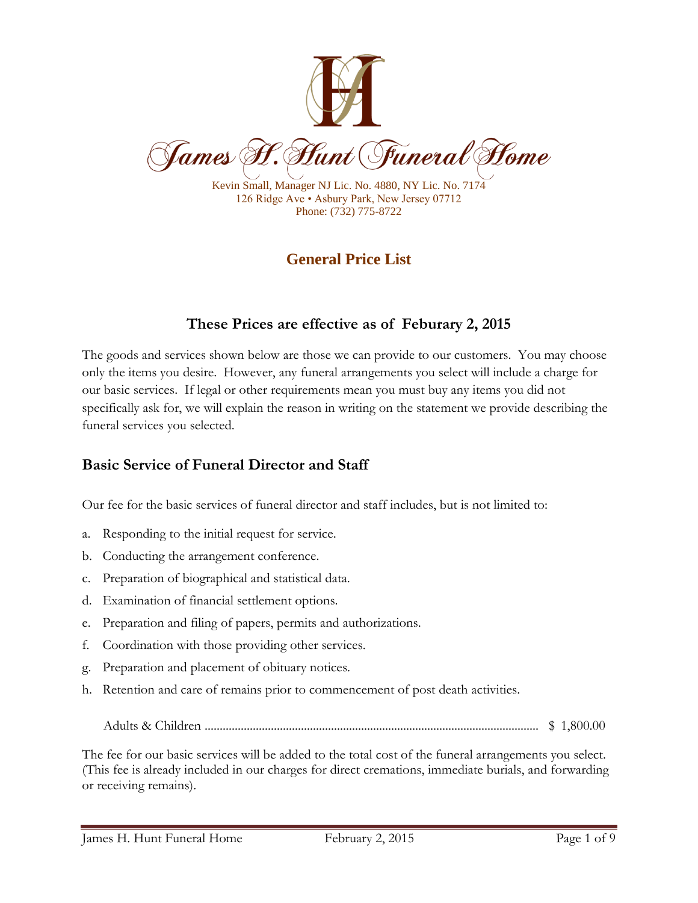# James H. Hunt Funeral Home

Kevin Small, Manager NJ Lic. No. 4880, NY Lic. No. 7174
126 Ridge Ave • Asbury Park, New Jersey 07712
Phone: (732) 775-8722

## General Price List

### These Prices are effective as of Feburary 2, 2015

The goods and services shown below are those we can provide to our customers. You may choose only the items you desire. However, any funeral arrangements you select will include a charge for our basic services. If legal or other requirements mean you must buy any items you did not specifically ask for, we will explain the reason in writing on the statement we provide describing the funeral services you selected.

## Basic Service of Funeral Director and Staff

Our fee for the basic services of funeral director and staff includes, but is not limited to:

a. Responding to the initial request for service.
b. Conducting the arrangement conference.
c. Preparation of biographical and statistical data.
d. Examination of financial settlement options.
e. Preparation and filing of papers, permits and authorizations.
f. Coordination with those providing other services.
g. Preparation and placement of obituary notices.
h. Retention and care of remains prior to commencement of post death activities.

Adults & Children ........................................................................ $ 1,800.00

The fee for our basic services will be added to the total cost of the funeral arrangements you select. (This fee is already included in our charges for direct cremations, immediate burials, and forwarding or receiving remains).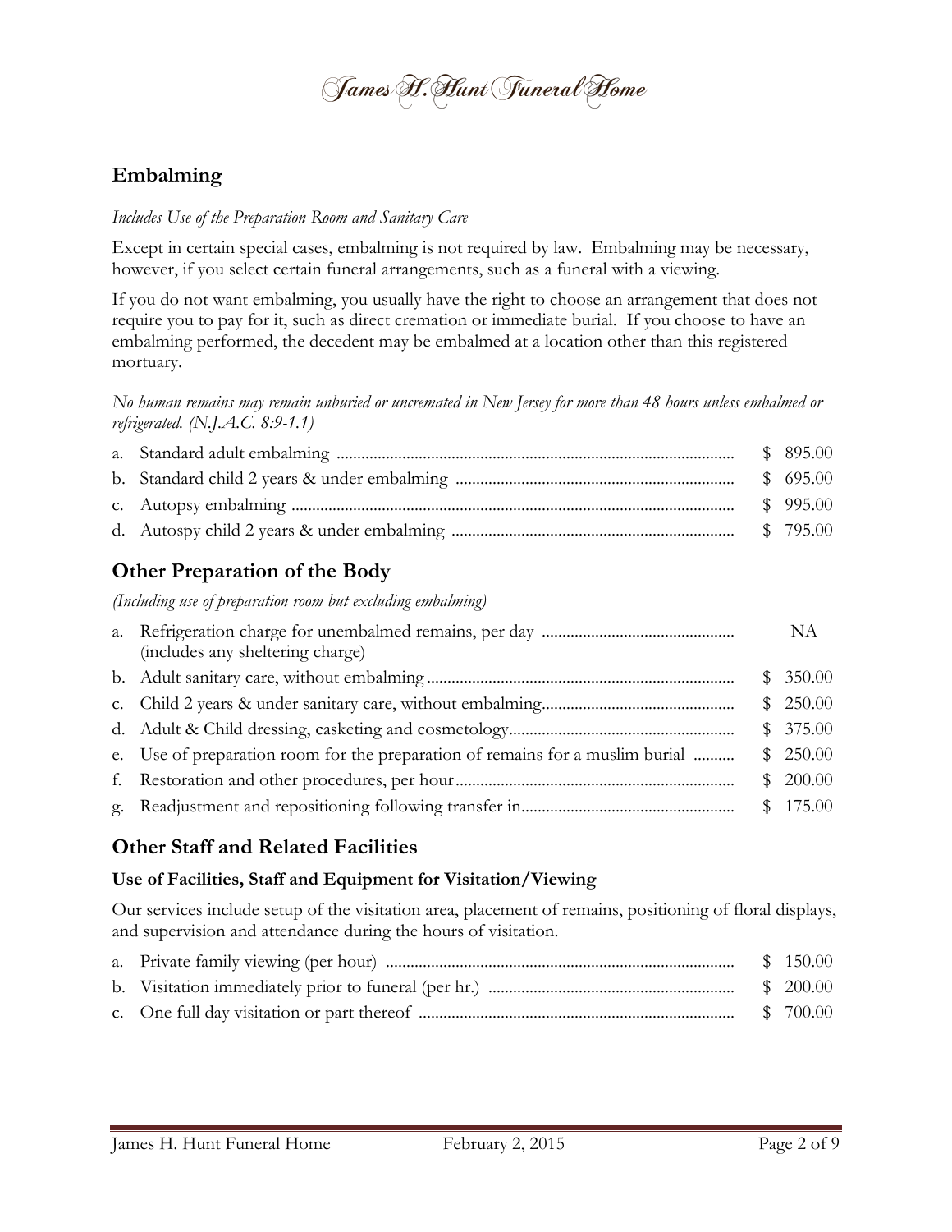## Embalming

*Includes Use of the Preparation Room and Sanitary Care*

Except in certain special cases, embalming is not required by law. Embalming may be necessary, however, if you select certain funeral arrangements, such as a funeral with a viewing.

If you do not want embalming, you usually have the right to choose an arrangement that does not require you to pay for it, such as direct cremation or immediate burial. If you choose to have an embalming performed, the decedent may be embalmed at a location other than this registered mortuary.

*No human remains may remain unburied or uncremated in New Jersey for more than 48 hours unless embalmed or refrigerated. (N.J.A.C. 8:9-1.1)*

| | |
|---|---|
| a. Standard adult embalming | $ 895.00 |
| b. Standard child 2 years & under embalming | $ 695.00 |
| c. Autopsy embalming | $ 995.00 |
| d. Autospy child 2 years & under embalming | $ 795.00 |

## Other Preparation of the Body

*(Including use of preparation room but excluding embalming)*

| | |
|---|---|
| a. Refrigeration charge for unembalmed remains, per day (includes any sheltering charge) | NA |
| b. Adult sanitary care, without embalming | $ 350.00 |
| c. Child 2 years & under sanitary care, without embalming | $ 250.00 |
| d. Adult & Child dressing, casketing and cosmetology | $ 375.00 |
| e. Use of preparation room for the preparation of remains for a muslim burial | $ 250.00 |
| f. Restoration and other procedures, per hour | $ 200.00 |
| g. Readjustment and repositioning following transfer in | $ 175.00 |

## Other Staff and Related Facilities

### Use of Facilities, Staff and Equipment for Visitation/Viewing

Our services include setup of the visitation area, placement of remains, positioning of floral displays, and supervision and attendance during the hours of visitation.

| | |
|---|---|
| a. Private family viewing (per hour) | $ 150.00 |
| b. Visitation immediately prior to funeral (per hr.) | $ 200.00 |
| c. One full day visitation or part thereof | $ 700.00 |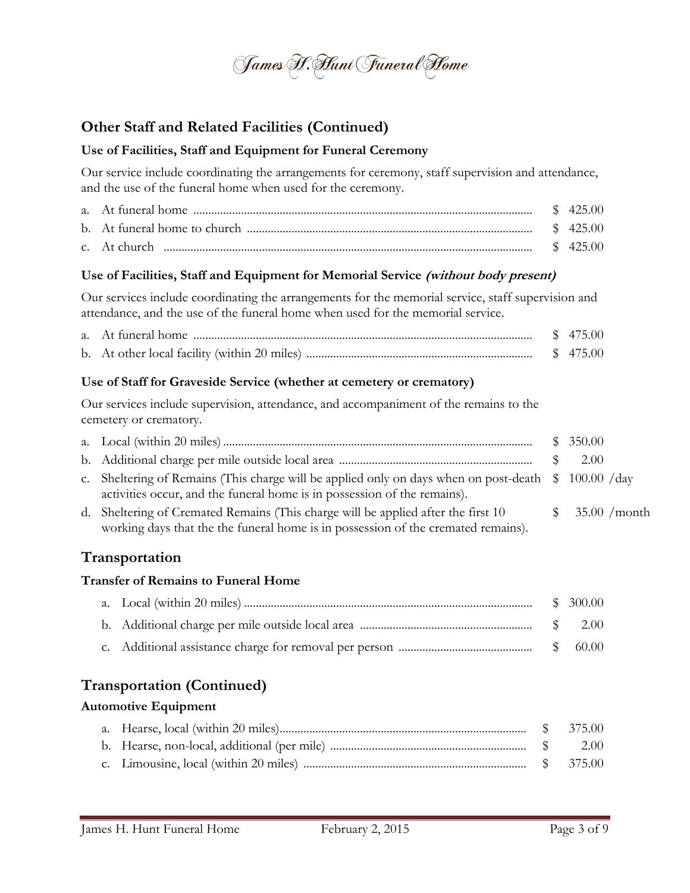## Other Staff and Related Facilities (Continued)

### Use of Facilities, Staff and Equipment for Funeral Ceremony

Our service include coordinating the arrangements for ceremony, staff supervision and attendance, and the use of the funeral home when used for the ceremony.

| | |
|---|---|
| a. At funeral home | $ 425.00 |
| b. At funeral home to church | $ 425.00 |
| c. At church | $ 425.00 |

### Use of Facilities, Staff and Equipment for Memorial Service *(without body present)*

Our services include coordinating the arrangements for the memorial service, staff supervision and attendance, and the use of the funeral home when used for the memorial service.

| | |
|---|---|
| a. At funeral home | $ 475.00 |
| b. At other local facility (within 20 miles) | $ 475.00 |

### Use of Staff for Graveside Service (whether at cemetery or crematory)

Our services include supervision, attendance, and accompaniment of the remains to the cemetery or crematory.

| | |
|---|---|
| a. Local (within 20 miles) | $ 350.00 |
| b. Additional charge per mile outside local area | $ 2.00 |
| c. Sheltering of Remains (This charge will be applied only on days when on post-death activities occur, and the funeral home is in possession of the remains). | $ 100.00 /day |
| d. Sheltering of Cremated Remains (This charge will be applied after the first 10 working days that the the funeral home is in possession of the cremated remains). | $ 35.00 /month |

## Transportation

### Transfer of Remains to Funeral Home

| | |
|---|---|
| a. Local (within 20 miles) | $ 300.00 |
| b. Additional charge per mile outside local area | $ 2.00 |
| c. Additional assistance charge for removal per person | $ 60.00 |

## Transportation (Continued)

### Automotive Equipment

| | |
|---|---|
| a. Hearse, local (within 20 miles) | $ 375.00 |
| b. Hearse, non-local, additional (per mile) | $ 2.00 |
| c. Limousine, local (within 20 miles) | $ 375.00 |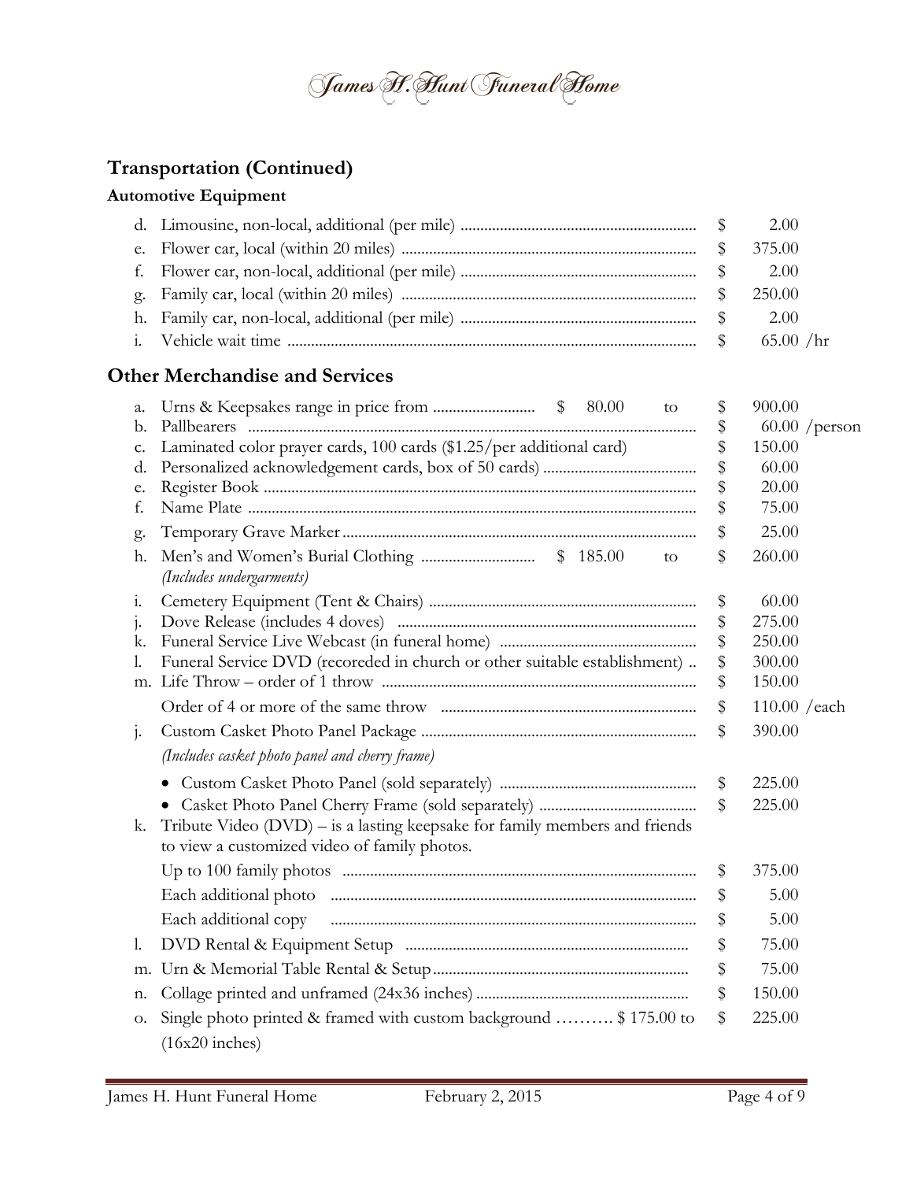## Transportation (Continued)

### Automotive Equipment

| | Item | | Price |
|---|---|---|---|
| d. | Limousine, non-local, additional (per mile) | | $ 2.00 |
| e. | Flower car, local (within 20 miles) | | $ 375.00 |
| f. | Flower car, non-local, additional (per mile) | | $ 2.00 |
| g. | Family car, local (within 20 miles) | | $ 250.00 |
| h. | Family car, non-local, additional (per mile) | | $ 2.00 |
| i. | Vehicle wait time | | $ 65.00 /hr |

## Other Merchandise and Services

| | Item | From | Price |
|---|---|---|---|
| a. | Urns & Keepsakes range in price from | $ 80.00 to | $ 900.00 |
| b. | Pallbearers | | $ 60.00 /person |
| c. | Laminated color prayer cards, 100 cards ($1.25/per additional card) | | $ 150.00 |
| d. | Personalized acknowledgement cards, box of 50 cards) | | $ 60.00 |
| e. | Register Book | | $ 20.00 |
| f. | Name Plate | | $ 75.00 |
| g. | Temporary Grave Marker | | $ 25.00 |
| h. | Men's and Women's Burial Clothing *(Includes undergarments)* | $ 185.00 to | $ 260.00 |
| i. | Cemetery Equipment (Tent & Chairs) | | $ 60.00 |
| j. | Dove Release (includes 4 doves) | | $ 275.00 |
| k. | Funeral Service Live Webcast (in funeral home) | | $ 250.00 |
| l. | Funeral Service DVD (recoreded in church or other suitable establishment) | | $ 300.00 |
| m. | Life Throw – order of 1 throw | | $ 150.00 |
| | Order of 4 or more of the same throw | | $ 110.00 /each |
| j. | Custom Casket Photo Panel Package *(Includes casket photo panel and cherry frame)* | | $ 390.00 |
| | • Custom Casket Photo Panel (sold separately) | | $ 225.00 |
| | • Casket Photo Panel Cherry Frame (sold separately) | | $ 225.00 |
| k. | Tribute Video (DVD) – is a lasting keepsake for family members and friends to view a customized video of family photos. | | |
| | Up to 100 family photos | | $ 375.00 |
| | Each additional photo | | $ 5.00 |
| | Each additional copy | | $ 5.00 |
| l. | DVD Rental & Equipment Setup | | $ 75.00 |
| m. | Urn & Memorial Table Rental & Setup | | $ 75.00 |
| n. | Collage printed and unframed (24x36 inches) | | $ 150.00 |
| o. | Single photo printed & framed with custom background (16x20 inches) | $ 175.00 to | $ 225.00 |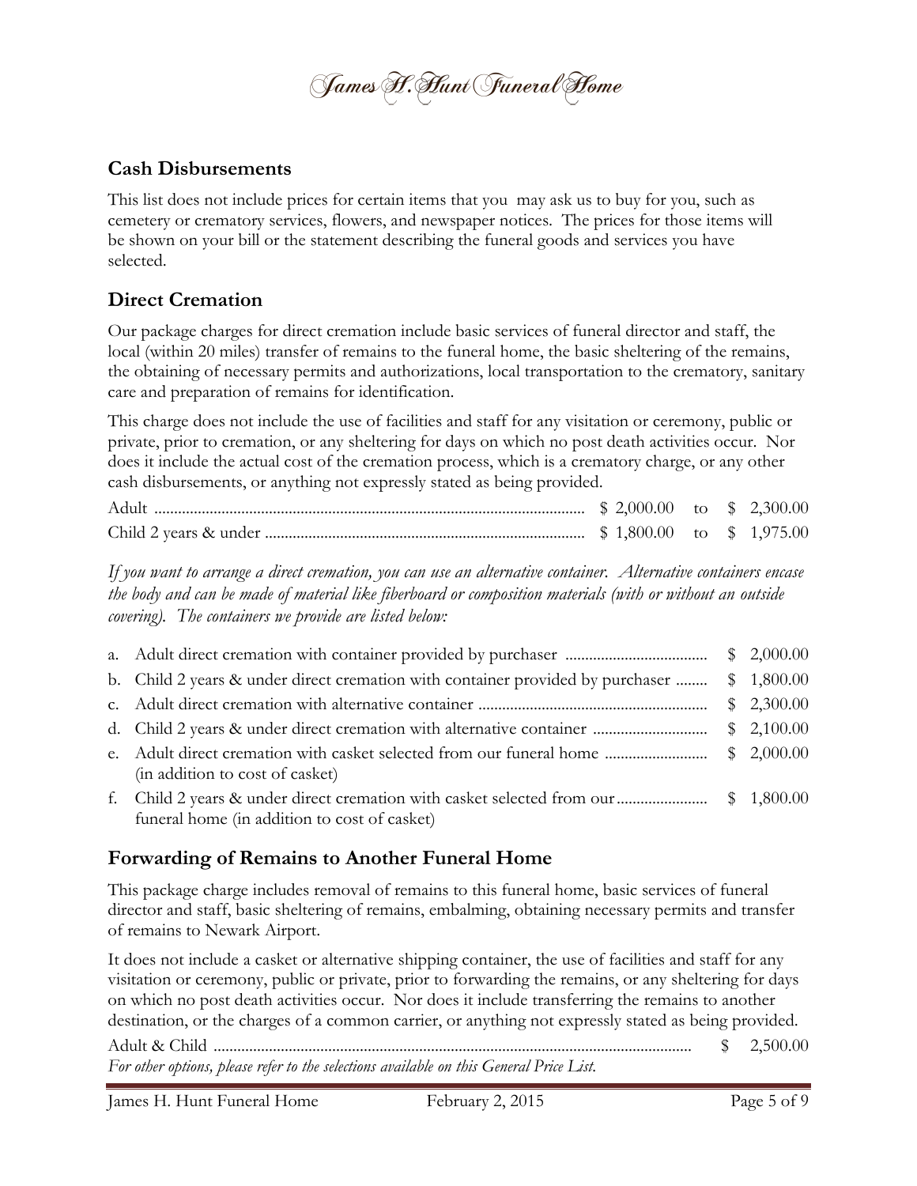## Cash Disbursements

This list does not include prices for certain items that you may ask us to buy for you, such as cemetery or crematory services, flowers, and newspaper notices. The prices for those items will be shown on your bill or the statement describing the funeral goods and services you have selected.

## Direct Cremation

Our package charges for direct cremation include basic services of funeral director and staff, the local (within 20 miles) transfer of remains to the funeral home, the basic sheltering of the remains, the obtaining of necessary permits and authorizations, local transportation to the crematory, sanitary care and preparation of remains for identification.

This charge does not include the use of facilities and staff for any visitation or ceremony, public or private, prior to cremation, or any sheltering for days on which no post death activities occur. Nor does it include the actual cost of the cremation process, which is a crematory charge, or any other cash disbursements, or anything not expressly stated as being provided.

| | | | |
|---|---|---|---|
| Adult | $ 2,000.00 | to | $ 2,300.00 |
| Child 2 years & under | $ 1,800.00 | to | $ 1,975.00 |

*If you want to arrange a direct cremation, you can use an alternative container. Alternative containers encase the body and can be made of material like fiberboard or composition materials (with or without an outside covering). The containers we provide are listed below:*

| | |
|---|---|
| a. Adult direct cremation with container provided by purchaser | $ 2,000.00 |
| b. Child 2 years & under direct cremation with container provided by purchaser | $ 1,800.00 |
| c. Adult direct cremation with alternative container | $ 2,300.00 |
| d. Child 2 years & under direct cremation with alternative container | $ 2,100.00 |
| e. Adult direct cremation with casket selected from our funeral home (in addition to cost of casket) | $ 2,000.00 |
| f. Child 2 years & under direct cremation with casket selected from our funeral home (in addition to cost of casket) | $ 1,800.00 |

## Forwarding of Remains to Another Funeral Home

This package charge includes removal of remains to this funeral home, basic services of funeral director and staff, basic sheltering of remains, embalming, obtaining necessary permits and transfer of remains to Newark Airport.

It does not include a casket or alternative shipping container, the use of facilities and staff for any visitation or ceremony, public or private, prior to forwarding the remains, or any sheltering for days on which no post death activities occur. Nor does it include transferring the remains to another destination, or the charges of a common carrier, or anything not expressly stated as being provided.

| | |
|---|---|
| Adult & Child | $ 2,500.00 |

*For other options, please refer to the selections available on this General Price List.*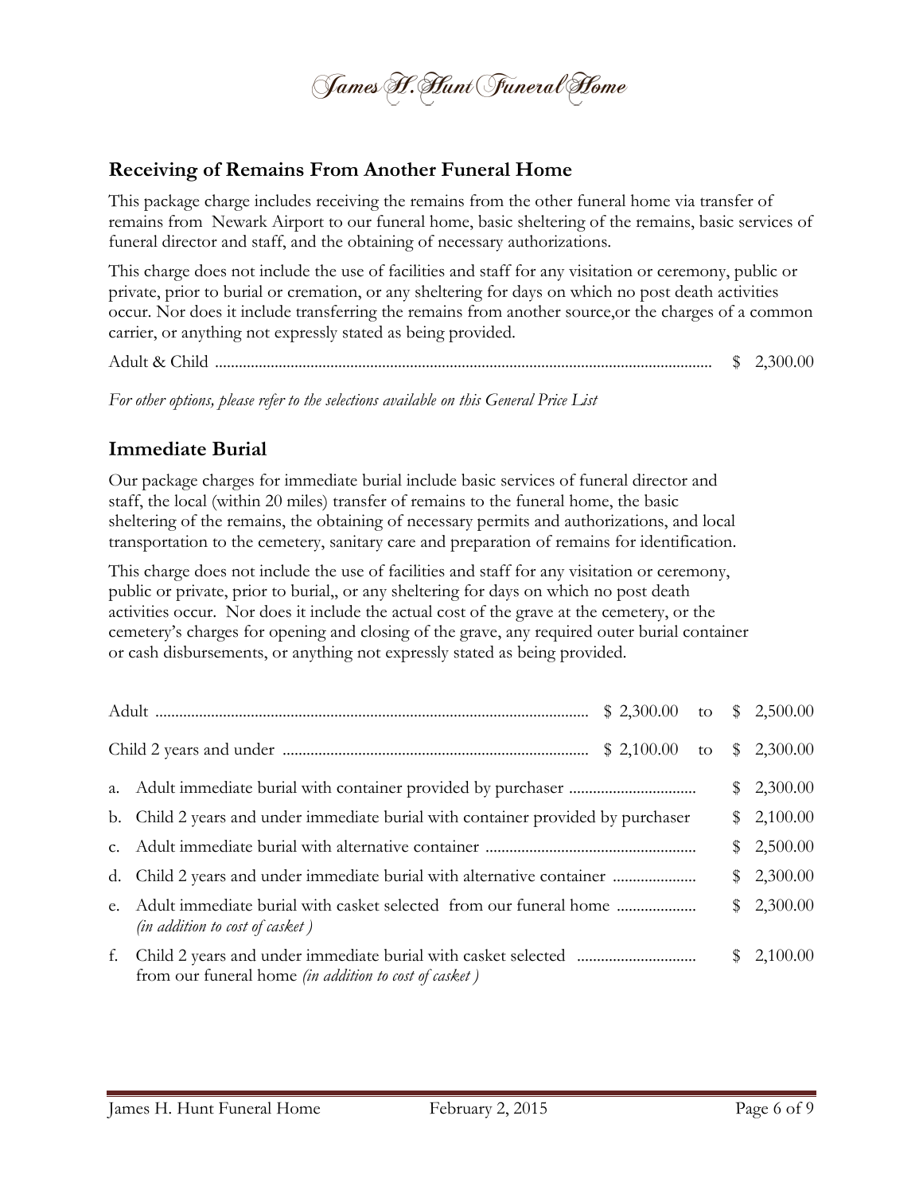## Receiving of Remains From Another Funeral Home

This package charge includes receiving the remains from the other funeral home via transfer of remains from Newark Airport to our funeral home, basic sheltering of the remains, basic services of funeral director and staff, and the obtaining of necessary authorizations.

This charge does not include the use of facilities and staff for any visitation or ceremony, public or private, prior to burial or cremation, or any sheltering for days on which no post death activities occur. Nor does it include transferring the remains from another source,or the charges of a common carrier, or anything not expressly stated as being provided.

Adult & Child ........................................................................................................... $ 2,300.00

*For other options, please refer to the selections available on this General Price List*

## Immediate Burial

Our package charges for immediate burial include basic services of funeral director and staff, the local (within 20 miles) transfer of remains to the funeral home, the basic sheltering of the remains, the obtaining of necessary permits and authorizations, and local transportation to the cemetery, sanitary care and preparation of remains for identification.

This charge does not include the use of facilities and staff for any visitation or ceremony, public or private, prior to burial,, or any sheltering for days on which no post death activities occur. Nor does it include the actual cost of the grave at the cemetery, or the cemetery's charges for opening and closing of the grave, any required outer burial container or cash disbursements, or anything not expressly stated as being provided.

Adult ........................................................................................................... $ 2,300.00 to $ 2,500.00

Child 2 years and under ........................................................................... $ 2,100.00 to $ 2,300.00

a. Adult immediate burial with container provided by purchaser ............................... $ 2,300.00
b. Child 2 years and under immediate burial with container provided by purchaser $ 2,100.00
c. Adult immediate burial with alternative container .................................................... $ 2,500.00
d. Child 2 years and under immediate burial with alternative container ..................... $ 2,300.00
e. Adult immediate burial with casket selected from our funeral home .................... $ 2,300.00
   *(in addition to cost of casket )*
f. Child 2 years and under immediate burial with casket selected ............................. $ 2,100.00
   from our funeral home *(in addition to cost of casket )*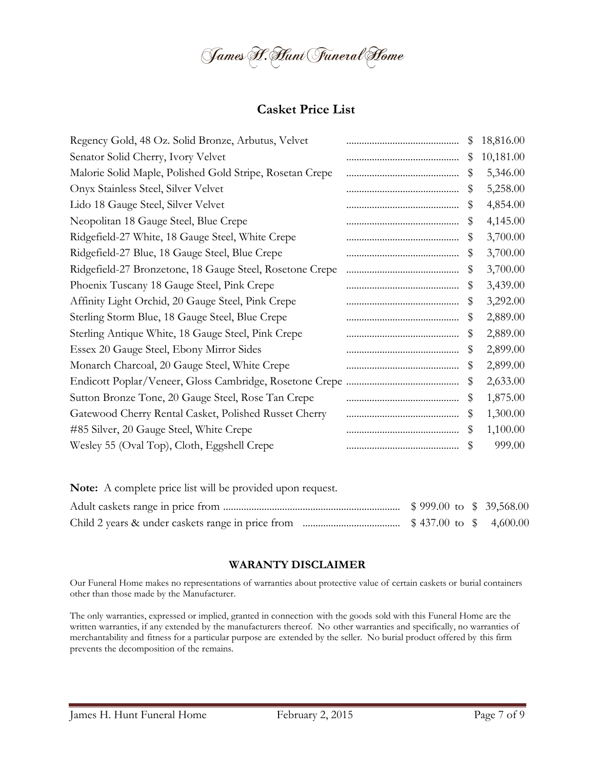James H. Hunt Funeral Home

## Casket Price List

| Casket | Price |
|---|---|
| Regency Gold, 48 Oz. Solid Bronze, Arbutus, Velvet | $ 18,816.00 |
| Senator Solid Cherry, Ivory Velvet | $ 10,181.00 |
| Malorie Solid Maple, Polished Gold Stripe, Rosetan Crepe | $ 5,346.00 |
| Onyx Stainless Steel, Silver Velvet | $ 5,258.00 |
| Lido 18 Gauge Steel, Silver Velvet | $ 4,854.00 |
| Neopolitan 18 Gauge Steel, Blue Crepe | $ 4,145.00 |
| Ridgefield-27 White, 18 Gauge Steel, White Crepe | $ 3,700.00 |
| Ridgefield-27 Blue, 18 Gauge Steel, Blue Crepe | $ 3,700.00 |
| Ridgefield-27 Bronzetone, 18 Gauge Steel, Rosetone Crepe | $ 3,700.00 |
| Phoenix Tuscany 18 Gauge Steel, Pink Crepe | $ 3,439.00 |
| Affinity Light Orchid, 20 Gauge Steel, Pink Crepe | $ 3,292.00 |
| Sterling Storm Blue, 18 Gauge Steel, Blue Crepe | $ 2,889.00 |
| Sterling Antique White, 18 Gauge Steel, Pink Crepe | $ 2,889.00 |
| Essex 20 Gauge Steel, Ebony Mirror Sides | $ 2,899.00 |
| Monarch Charcoal, 20 Gauge Steel, White Crepe | $ 2,899.00 |
| Endicott Poplar/Veneer, Gloss Cambridge, Rosetone Crepe | $ 2,633.00 |
| Sutton Bronze Tone, 20 Gauge Steel, Rose Tan Crepe | $ 1,875.00 |
| Gatewood Cherry Rental Casket, Polished Russet Cherry | $ 1,300.00 |
| #85 Silver, 20 Gauge Steel, White Crepe | $ 1,100.00 |
| Wesley 55 (Oval Top), Cloth, Eggshell Crepe | $ 999.00 |

**Note:** A complete price list will be provided upon request.

| | |
|---|---|
| Adult caskets range in price from | $ 999.00 to $ 39,568.00 |
| Child 2 years & under caskets range in price from | $ 437.00 to $ 4,600.00 |

### WARANTY DISCLAIMER

Our Funeral Home makes no representations of warranties about protective value of certain caskets or burial containers other than those made by the Manufacturer.

The only warranties, expressed or implied, granted in connection with the goods sold with this Funeral Home are the written warranties, if any extended by the manufacturers thereof. No other warranties and specifically, no warranties of merchantability and fitness for a particular purpose are extended by the seller. No burial product offered by this firm prevents the decomposition of the remains.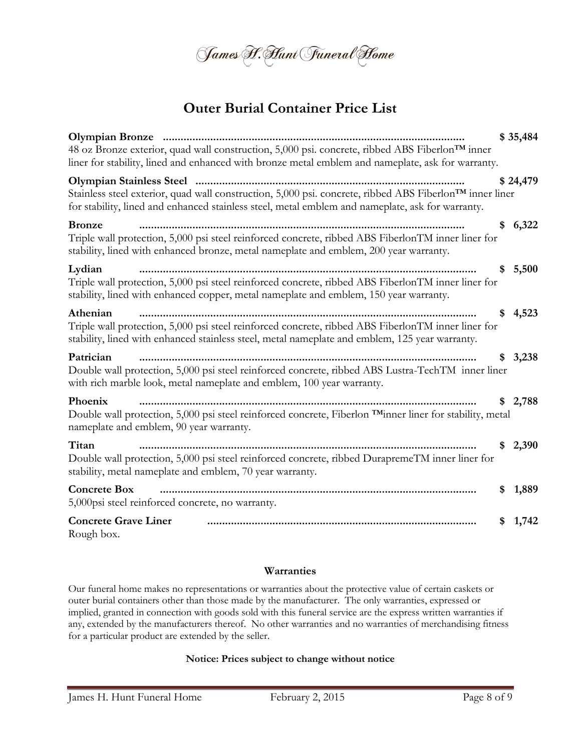James H. Hunt Funeral Home

# Outer Burial Container Price List

**Olympian Bronze** ........................................................................................ **$ 35,484**
48 oz Bronze exterior, quad wall construction, 5,000 psi. concrete, ribbed ABS Fiberlon™ inner liner for stability, lined and enhanced with bronze metal emblem and nameplate, ask for warranty.

**Olympian Stainless Steel** .......................................................................... **$ 24,479**
Stainless steel exterior, quad wall construction, 5,000 psi. concrete, ribbed ABS Fiberlon™ inner liner for stability, lined and enhanced stainless steel, metal emblem and nameplate, ask for warranty.

**Bronze** ........................................................................................ **$ 6,322**
Triple wall protection, 5,000 psi steel reinforced concrete, ribbed ABS FiberlonTM inner liner for stability, lined with enhanced bronze, metal nameplate and emblem, 200 year warranty.

**Lydian** ........................................................................................ **$ 5,500**
Triple wall protection, 5,000 psi steel reinforced concrete, ribbed ABS FiberlonTM inner liner for stability, lined with enhanced copper, metal nameplate and emblem, 150 year warranty.

**Athenian** ........................................................................................ **$ 4,523**
Triple wall protection, 5,000 psi steel reinforced concrete, ribbed ABS FiberlonTM inner liner for stability, lined with enhanced stainless steel, metal nameplate and emblem, 125 year warranty.

**Patrician** ........................................................................................ **$ 3,238**
Double wall protection, 5,000 psi steel reinforced concrete, ribbed ABS Lustra-TechTM inner liner with rich marble look, metal nameplate and emblem, 100 year warranty.

**Phoenix** ........................................................................................ **$ 2,788**
Double wall protection, 5,000 psi steel reinforced concrete, Fiberlon ™inner liner for stability, metal nameplate and emblem, 90 year warranty.

**Titan** ........................................................................................ **$ 2,390**
Double wall protection, 5,000 psi steel reinforced concrete, ribbed DurapremeTM inner liner for stability, metal nameplate and emblem, 70 year warranty.

**Concrete Box** ........................................................................................ **$ 1,889**
5,000psi steel reinforced concrete, no warranty.

**Concrete Grave Liner** .......................................................................... **$ 1,742**
Rough box.

**Warranties**

Our funeral home makes no representations or warranties about the protective value of certain caskets or outer burial containers other than those made by the manufacturer. The only warranties, expressed or implied, granted in connection with goods sold with this funeral service are the express written warranties if any, extended by the manufacturers thereof. No other warranties and no warranties of merchandising fitness for a particular product are extended by the seller.

**Notice: Prices subject to change without notice**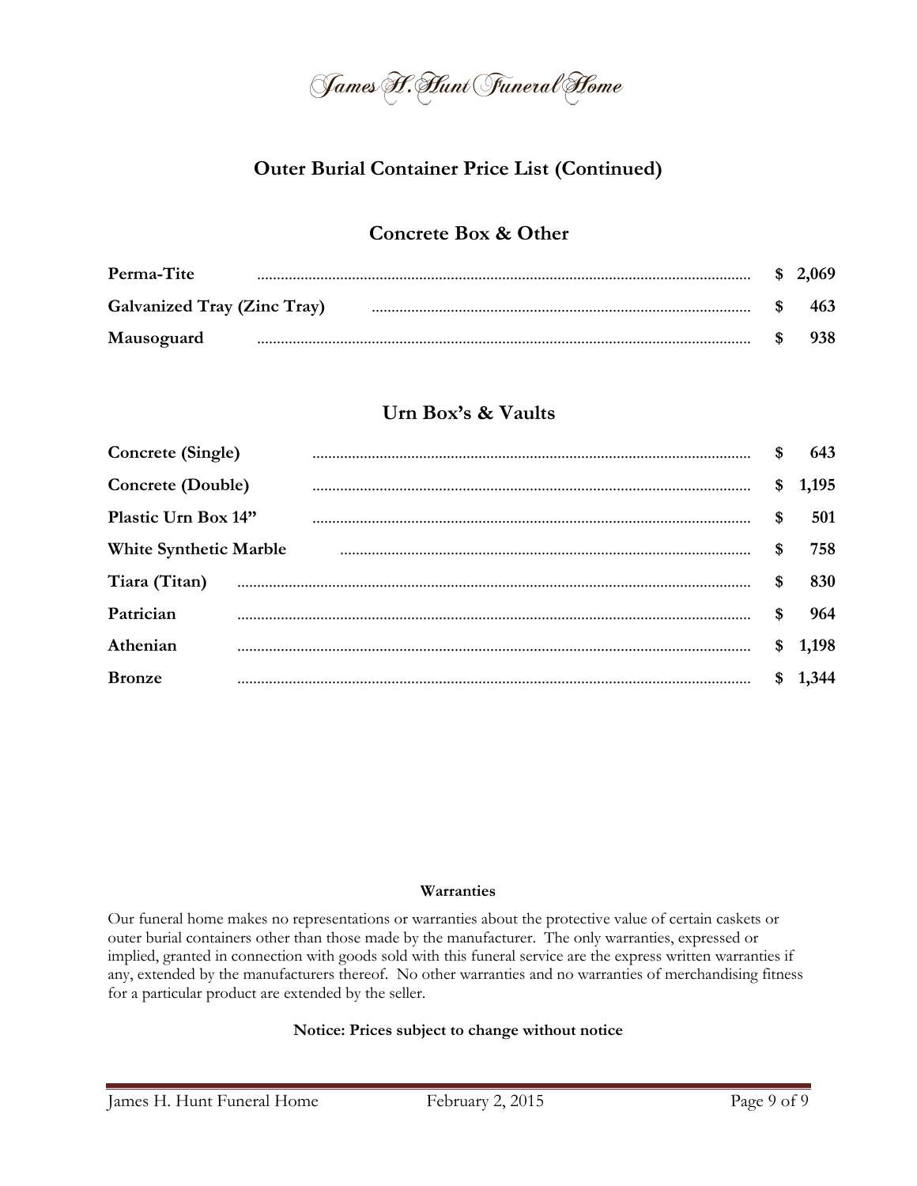# Outer Burial Container Price List (Continued)

## Concrete Box & Other

| | |
|---|---|
| **Perma-Tite** | **$ 2,069** |
| **Galvanized Tray (Zinc Tray)** | **$ 463** |
| **Mausoguard** | **$ 938** |

## Urn Box's & Vaults

| | |
|---|---|
| **Concrete (Single)** | **$ 643** |
| **Concrete (Double)** | **$ 1,195** |
| **Plastic Urn Box 14"** | **$ 501** |
| **White Synthetic Marble** | **$ 758** |
| **Tiara (Titan)** | **$ 830** |
| **Patrician** | **$ 964** |
| **Athenian** | **$ 1,198** |
| **Bronze** | **$ 1,344** |

**Warranties**

Our funeral home makes no representations or warranties about the protective value of certain caskets or outer burial containers other than those made by the manufacturer. The only warranties, expressed or implied, granted in connection with goods sold with this funeral service are the express written warranties if any, extended by the manufacturers thereof. No other warranties and no warranties of merchandising fitness for a particular product are extended by the seller.

**Notice: Prices subject to change without notice**